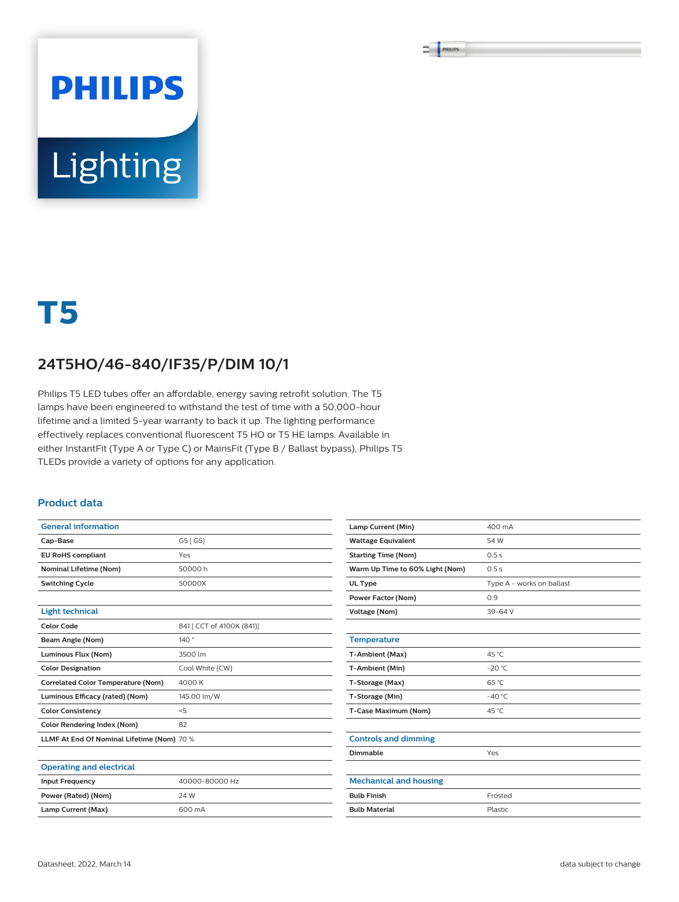PHILIPS

Lighting

# T5

## 24T5HO/46-840/IF35/P/DIM 10/1

Philips T5 LED tubes offer an affordable, energy saving retrofit solution. The T5 lamps have been engineered to withstand the test of time with a 50,000-hour lifetime and a limited 5-year warranty to back it up. The lighting performance effectively replaces conventional fluorescent T5 HO or T5 HE lamps. Available in either InstantFit (Type A or Type C) or MainsFit (Type B / Ballast bypass), Philips T5 TLEDs provide a variety of options for any application.

### Product data

| General information | |
|---|---|
| **Cap-Base** | G5 [ G5] |
| **EU RoHS compliant** | Yes |
| **Nominal Lifetime (Nom)** | 50000 h |
| **Switching Cycle** | 50000X |

| Light technical | |
|---|---|
| **Color Code** | 841 [ CCT of 4100K (841)] |
| **Beam Angle (Nom)** | 140 ° |
| **Luminous Flux (Nom)** | 3500 lm |
| **Color Designation** | Cool White (CW) |
| **Correlated Color Temperature (Nom)** | 4000 K |
| **Luminous Efficacy (rated) (Nom)** | 145.00 lm/W |
| **Color Consistency** | <5 |
| **Color Rendering Index (Nom)** | 82 |
| **LLMF At End Of Nominal Lifetime (Nom)** | 70 % |

| Operating and electrical | |
|---|---|
| **Input Frequency** | 40000-80000 Hz |
| **Power (Rated) (Nom)** | 24 W |
| **Lamp Current (Max)** | 600 mA |
| **Lamp Current (Min)** | 400 mA |
| **Wattage Equivalent** | 54 W |
| **Starting Time (Nom)** | 0.5 s |
| **Warm Up Time to 60% Light (Nom)** | 0.5 s |
| **UL Type** | Type A - works on ballast |
| **Power Factor (Nom)** | 0.9 |
| **Voltage (Nom)** | 39-64 V |

| Temperature | |
|---|---|
| **T-Ambient (Max)** | 45 °C |
| **T-Ambient (Min)** | -20 °C |
| **T-Storage (Max)** | 65 °C |
| **T-Storage (Min)** | -40 °C |
| **T-Case Maximum (Nom)** | 45 °C |

| Controls and dimming | |
|---|---|
| **Dimmable** | Yes |

| Mechanical and housing | |
|---|---|
| **Bulb Finish** | Frosted |
| **Bulb Material** | Plastic |

Datasheet, 2022, March 14 data subject to change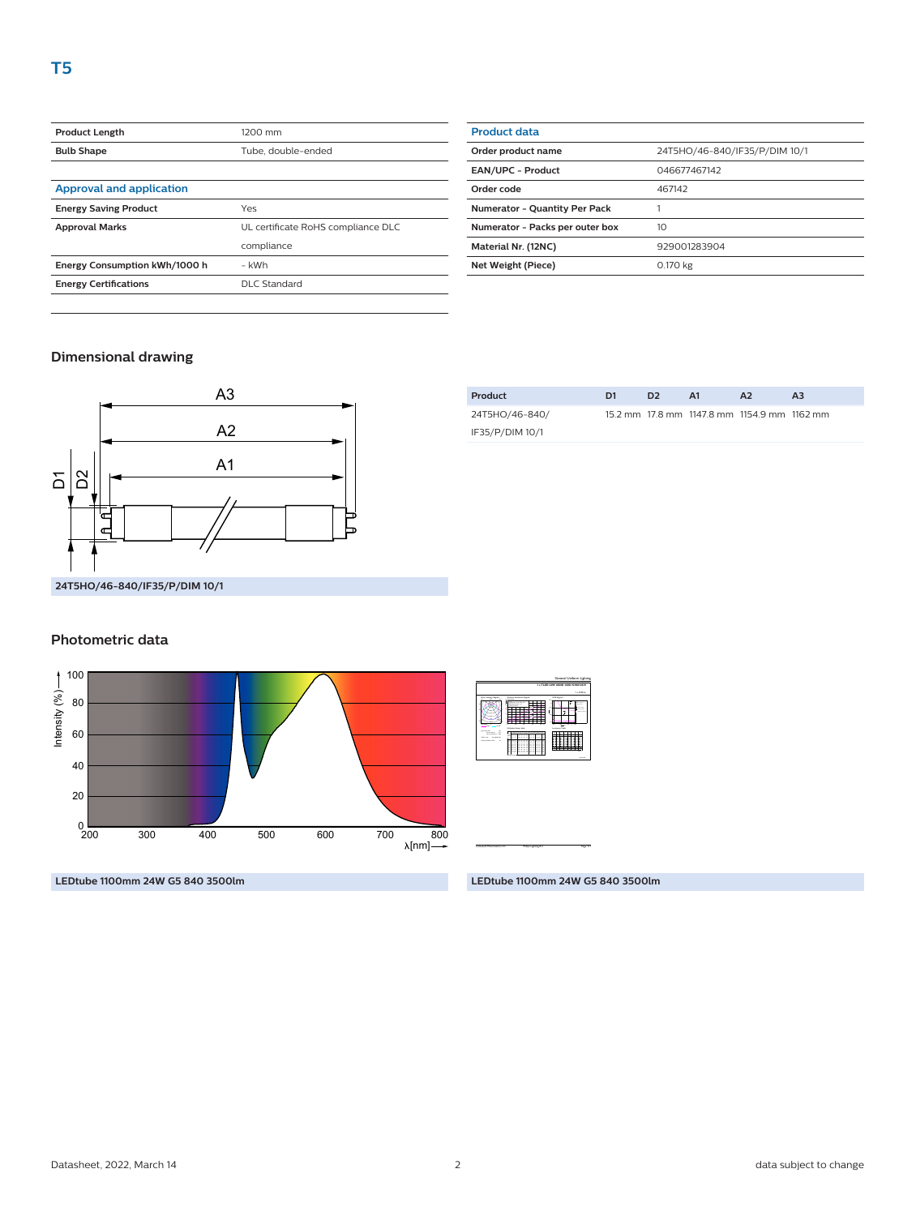# T5

| Product Length | 1200 mm |
|---|---|
| Bulb Shape | Tube, double-ended |

### Approval and application

| Energy Saving Product | Yes |
|---|---|
| Approval Marks | UL certificate RoHS compliance DLC compliance |
| Energy Consumption kWh/1000 h | - kWh |
| Energy Certifications | DLC Standard |

### Product data

| Order product name | 24T5HO/46-840/IF35/P/DIM 10/1 |
|---|---|
| EAN/UPC - Product | 046677467142 |
| Order code | 467142 |
| Numerator - Quantity Per Pack | 1 |
| Numerator - Packs per outer box | 10 |
| Material Nr. (12NC) | 929001283904 |
| Net Weight (Piece) | 0.170 kg |

## Dimensional drawing

24T5HO/46-840/IF35/P/DIM 10/1

| Product | D1 | D2 | A1 | A2 | A3 |
|---|---|---|---|---|---|
| 24T5HO/46-840/ IF35/P/DIM 10/1 | 15.2 mm | 17.8 mm | 1147.8 mm | 1154.9 mm | 1162 mm |

## Photometric data

LEDtube 1100mm 24W G5 840 3500lm

LEDtube 1100mm 24W G5 840 3500lm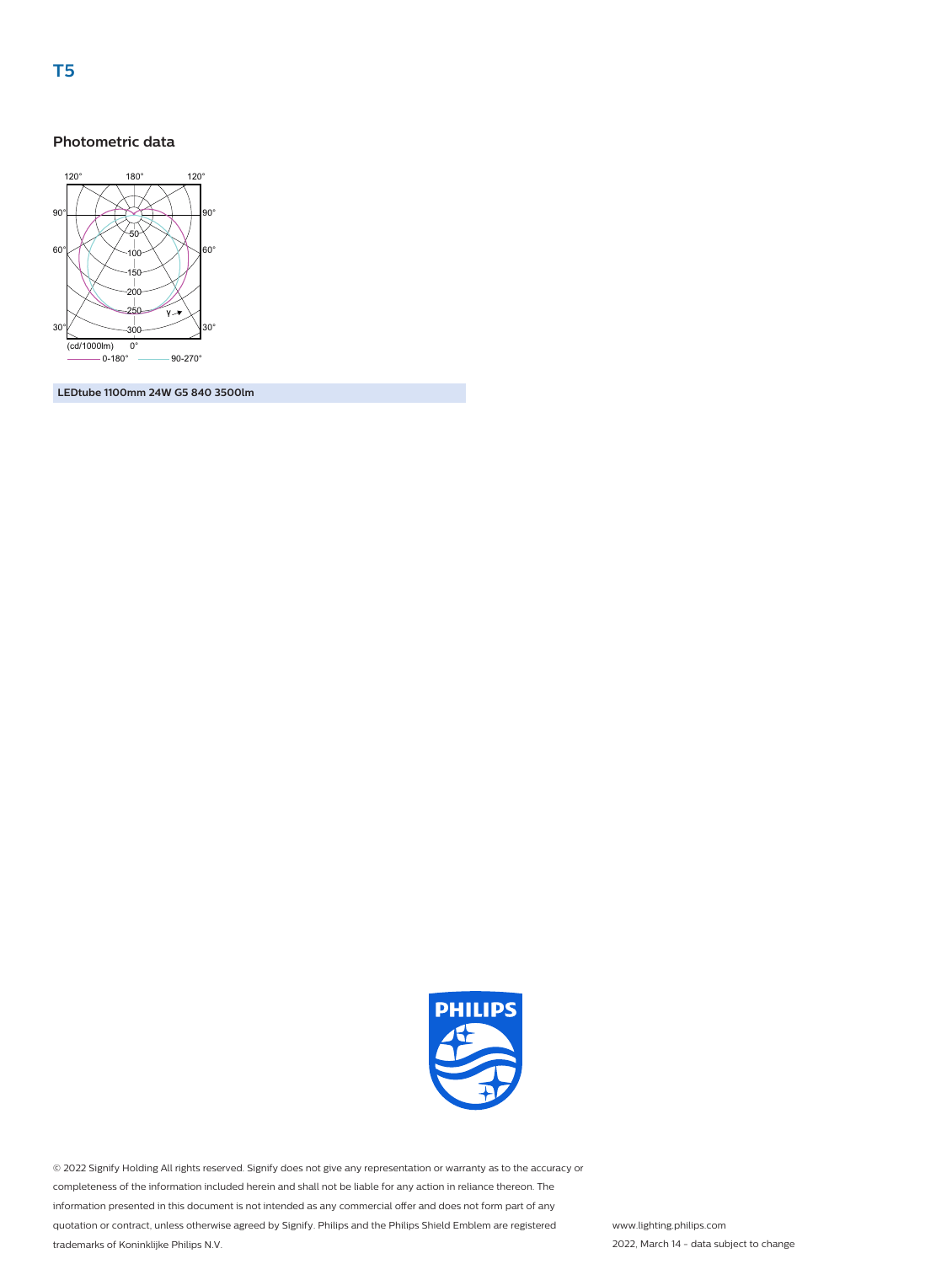# T5

## Photometric data

120° 180° 120°

90° 90°

60° 60°

30° 30°

50
100
150
200
250
300

γ

(cd/1000lm) 0°

0-180° 90-270°

**LEDtube 1100mm 24W G5 840 3500lm**

© 2022 Signify Holding All rights reserved. Signify does not give any representation or warranty as to the accuracy or completeness of the information included herein and shall not be liable for any action in reliance thereon. The information presented in this document is not intended as any commercial offer and does not form part of any quotation or contract, unless otherwise agreed by Signify. Philips and the Philips Shield Emblem are registered trademarks of Koninklijke Philips N.V.

www.lighting.philips.com

2022, March 14 - data subject to change